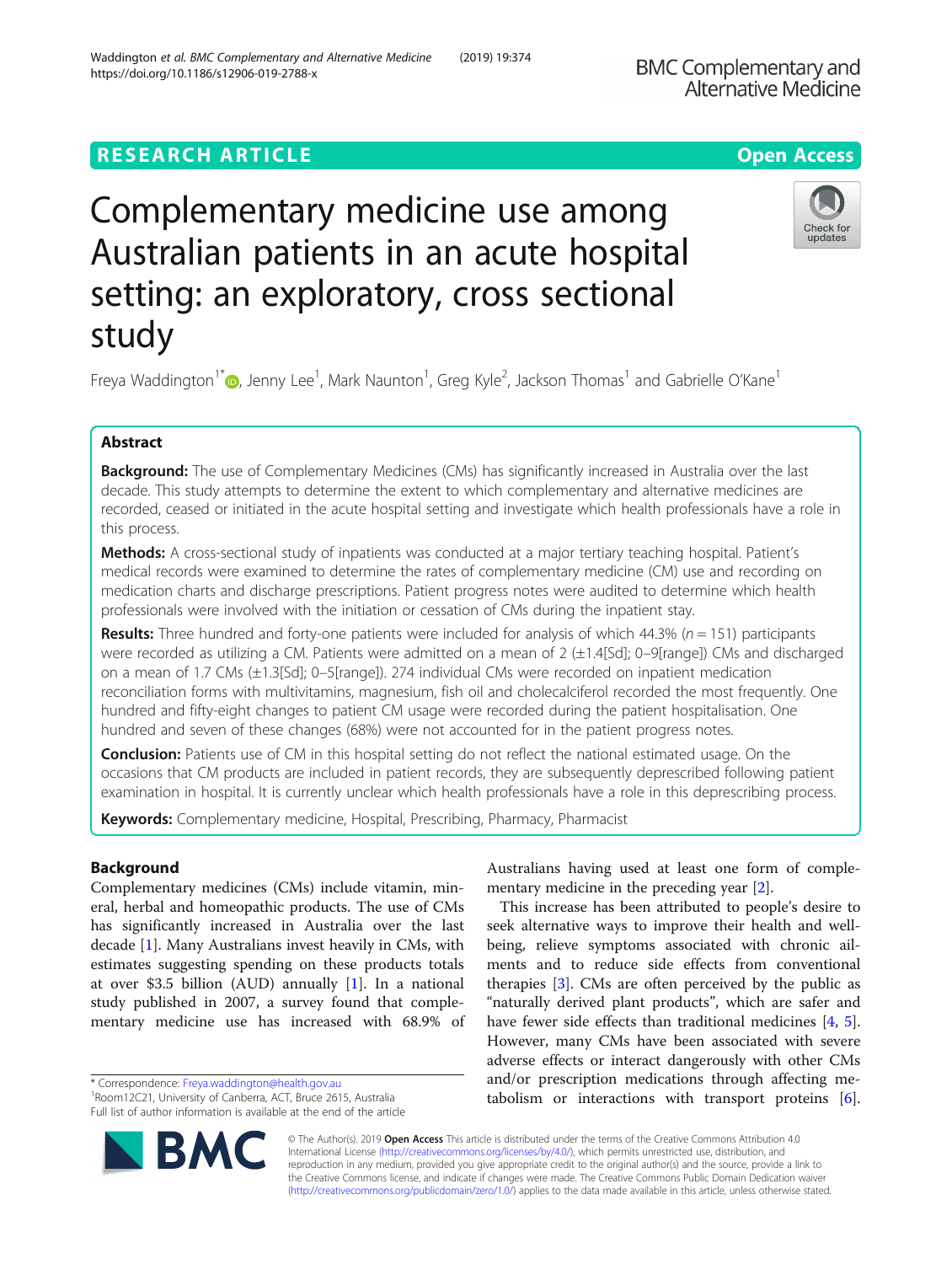**RESEARCH ARTICLE** **Open Access**

# Complementary medicine use among Australian patients in an acute hospital setting: an exploratory, cross sectional study

Freya Waddington[1*], Jenny Lee[1], Mark Naunton[1], Greg Kyle[2], Jackson Thomas[1] and Gabrielle O'Kane[1]

## Abstract

**Background:** The use of Complementary Medicines (CMs) has significantly increased in Australia over the last decade. This study attempts to determine the extent to which complementary and alternative medicines are recorded, ceased or initiated in the acute hospital setting and investigate which health professionals have a role in this process.

**Methods:** A cross-sectional study of inpatients was conducted at a major tertiary teaching hospital. Patient's medical records were examined to determine the rates of complementary medicine (CM) use and recording on medication charts and discharge prescriptions. Patient progress notes were audited to determine which health professionals were involved with the initiation or cessation of CMs during the inpatient stay.

**Results:** Three hundred and forty-one patients were included for analysis of which 44.3% ($n = 151$) participants were recorded as utilizing a CM. Patients were admitted on a mean of 2 (±1.4[Sd]; 0–9[range]) CMs and discharged on a mean of 1.7 CMs (±1.3[Sd]; 0–5[range]). 274 individual CMs were recorded on inpatient medication reconciliation forms with multivitamins, magnesium, fish oil and cholecalciferol recorded the most frequently. One hundred and fifty-eight changes to patient CM usage were recorded during the patient hospitalisation. One hundred and seven of these changes (68%) were not accounted for in the patient progress notes.

**Conclusion:** Patients use of CM in this hospital setting do not reflect the national estimated usage. On the occasions that CM products are included in patient records, they are subsequently deprescribed following patient examination in hospital. It is currently unclear which health professionals have a role in this deprescribing process.

**Keywords:** Complementary medicine, Hospital, Prescribing, Pharmacy, Pharmacist

## Background

Complementary medicines (CMs) include vitamin, mineral, herbal and homeopathic products. The use of CMs has significantly increased in Australia over the last decade [1]. Many Australians invest heavily in CMs, with estimates suggesting spending on these products totals at over $3.5 billion (AUD) annually [1]. In a national study published in 2007, a survey found that complementary medicine use has increased with 68.9% of Australians having used at least one form of complementary medicine in the preceding year [2].

This increase has been attributed to people's desire to seek alternative ways to improve their health and well-being, relieve symptoms associated with chronic ailments and to reduce side effects from conventional therapies [3]. CMs are often perceived by the public as "naturally derived plant products", which are safer and have fewer side effects than traditional medicines [4, 5]. However, many CMs have been associated with severe adverse effects or interact dangerously with other CMs and/or prescription medications through affecting metabolism or interactions with transport proteins [6].

\* Correspondence: Freya.waddington@health.gov.au
[1]Room12C21, University of Canberra, ACT, Bruce 2615, Australia
Full list of author information is available at the end of the article

© The Author(s). 2019 **Open Access** This article is distributed under the terms of the Creative Commons Attribution 4.0 International License (http://creativecommons.org/licenses/by/4.0/), which permits unrestricted use, distribution, and reproduction in any medium, provided you give appropriate credit to the original author(s) and the source, provide a link to the Creative Commons license, and indicate if changes were made. The Creative Commons Public Domain Dedication waiver (http://creativecommons.org/publicdomain/zero/1.0/) applies to the data made available in this article, unless otherwise stated.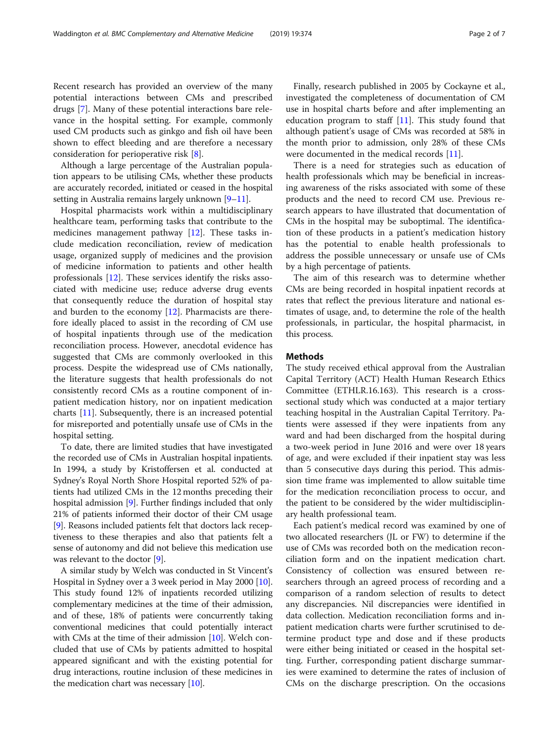Recent research has provided an overview of the many potential interactions between CMs and prescribed drugs [7]. Many of these potential interactions bare relevance in the hospital setting. For example, commonly used CM products such as ginkgo and fish oil have been shown to effect bleeding and are therefore a necessary consideration for perioperative risk [8].

Although a large percentage of the Australian population appears to be utilising CMs, whether these products are accurately recorded, initiated or ceased in the hospital setting in Australia remains largely unknown [9–11].

Hospital pharmacists work within a multidisciplinary healthcare team, performing tasks that contribute to the medicines management pathway [12]. These tasks include medication reconciliation, review of medication usage, organized supply of medicines and the provision of medicine information to patients and other health professionals [12]. These services identify the risks associated with medicine use; reduce adverse drug events that consequently reduce the duration of hospital stay and burden to the economy [12]. Pharmacists are therefore ideally placed to assist in the recording of CM use of hospital inpatients through use of the medication reconciliation process. However, anecdotal evidence has suggested that CMs are commonly overlooked in this process. Despite the widespread use of CMs nationally, the literature suggests that health professionals do not consistently record CMs as a routine component of inpatient medication history, nor on inpatient medication charts [11]. Subsequently, there is an increased potential for misreported and potentially unsafe use of CMs in the hospital setting.

To date, there are limited studies that have investigated the recorded use of CMs in Australian hospital inpatients. In 1994, a study by Kristoffersen et al. conducted at Sydney's Royal North Shore Hospital reported 52% of patients had utilized CMs in the 12 months preceding their hospital admission [9]. Further findings included that only 21% of patients informed their doctor of their CM usage [9]. Reasons included patients felt that doctors lack receptiveness to these therapies and also that patients felt a sense of autonomy and did not believe this medication use was relevant to the doctor [9].

A similar study by Welch was conducted in St Vincent's Hospital in Sydney over a 3 week period in May 2000 [10]. This study found 12% of inpatients recorded utilizing complementary medicines at the time of their admission, and of these, 18% of patients were concurrently taking conventional medicines that could potentially interact with CMs at the time of their admission [10]. Welch concluded that use of CMs by patients admitted to hospital appeared significant and with the existing potential for drug interactions, routine inclusion of these medicines in the medication chart was necessary [10].

Finally, research published in 2005 by Cockayne et al., investigated the completeness of documentation of CM use in hospital charts before and after implementing an education program to staff [11]. This study found that although patient's usage of CMs was recorded at 58% in the month prior to admission, only 28% of these CMs were documented in the medical records [11].

There is a need for strategies such as education of health professionals which may be beneficial in increasing awareness of the risks associated with some of these products and the need to record CM use. Previous research appears to have illustrated that documentation of CMs in the hospital may be suboptimal. The identification of these products in a patient's medication history has the potential to enable health professionals to address the possible unnecessary or unsafe use of CMs by a high percentage of patients.

The aim of this research was to determine whether CMs are being recorded in hospital inpatient records at rates that reflect the previous literature and national estimates of usage, and, to determine the role of the health professionals, in particular, the hospital pharmacist, in this process.

## Methods

The study received ethical approval from the Australian Capital Territory (ACT) Health Human Research Ethics Committee (ETHLR.16.163). This research is a cross-sectional study which was conducted at a major tertiary teaching hospital in the Australian Capital Territory. Patients were assessed if they were inpatients from any ward and had been discharged from the hospital during a two-week period in June 2016 and were over 18 years of age, and were excluded if their inpatient stay was less than 5 consecutive days during this period. This admission time frame was implemented to allow suitable time for the medication reconciliation process to occur, and the patient to be considered by the wider multidisciplinary health professional team.

Each patient's medical record was examined by one of two allocated researchers (JL or FW) to determine if the use of CMs was recorded both on the medication reconciliation form and on the inpatient medication chart. Consistency of collection was ensured between researchers through an agreed process of recording and a comparison of a random selection of results to detect any discrepancies. Nil discrepancies were identified in data collection. Medication reconciliation forms and inpatient medication charts were further scrutinised to determine product type and dose and if these products were either being initiated or ceased in the hospital setting. Further, corresponding patient discharge summaries were examined to determine the rates of inclusion of CMs on the discharge prescription. On the occasions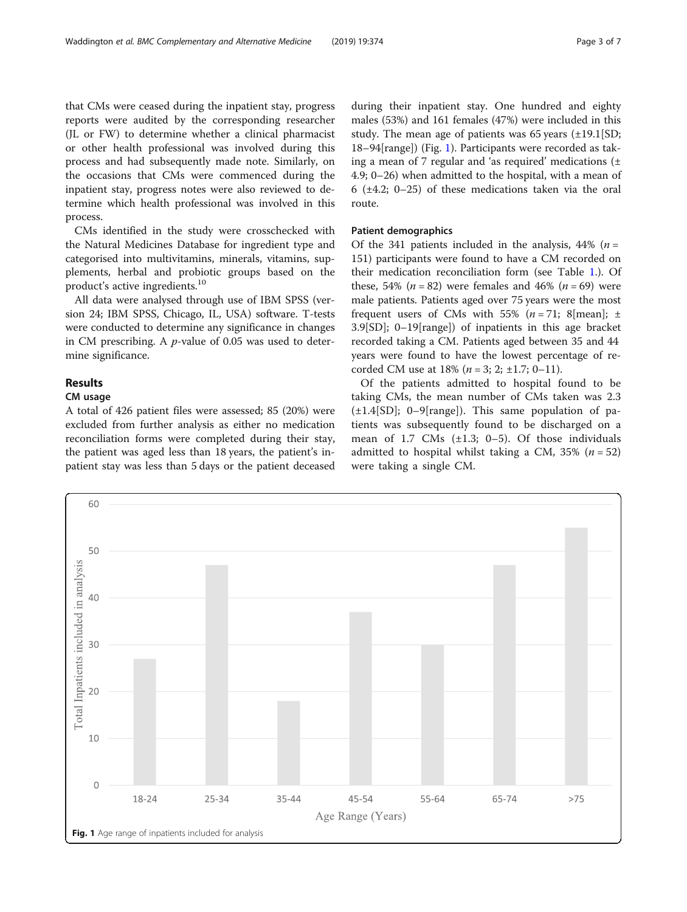that CMs were ceased during the inpatient stay, progress reports were audited by the corresponding researcher (JL or FW) to determine whether a clinical pharmacist or other health professional was involved during this process and had subsequently made note. Similarly, on the occasions that CMs were commenced during the inpatient stay, progress notes were also reviewed to determine which health professional was involved in this process.

CMs identified in the study were crosschecked with the Natural Medicines Database for ingredient type and categorised into multivitamins, minerals, vitamins, supplements, herbal and probiotic groups based on the product's active ingredients.[10]

All data were analysed through use of IBM SPSS (version 24; IBM SPSS, Chicago, IL, USA) software. T-tests were conducted to determine any significance in changes in CM prescribing. A *p*-value of 0.05 was used to determine significance.

## Results

### CM usage

A total of 426 patient files were assessed; 85 (20%) were excluded from further analysis as either no medication reconciliation forms were completed during their stay, the patient was aged less than 18 years, the patient's inpatient stay was less than 5 days or the patient deceased during their inpatient stay. One hundred and eighty males (53%) and 161 females (47%) were included in this study. The mean age of patients was 65 years (±19.1[SD]; 18–94[range]) (Fig. 1). Participants were recorded as taking a mean of 7 regular and 'as required' medications (± 4.9; 0–26) when admitted to the hospital, with a mean of 6 (±4.2; 0–25) of these medications taken via the oral route.

### Patient demographics

Of the 341 patients included in the analysis, 44% ($n$ = 151) participants were found to have a CM recorded on their medication reconciliation form (see Table 1.). Of these, 54% ($n$ = 82) were females and 46% ($n$ = 69) were male patients. Patients aged over 75 years were the most frequent users of CMs with 55% ($n$ = 71; 8[mean]; ± 3.9[SD]; 0–19[range]) of inpatients in this age bracket recorded taking a CM. Patients aged between 35 and 44 years were found to have the lowest percentage of recorded CM use at 18% ($n$ = 3; 2; ±1.7; 0–11).

Of the patients admitted to hospital found to be taking CMs, the mean number of CMs taken was 2.3 (±1.4[SD]; 0–9[range]). This same population of patients was subsequently found to be discharged on a mean of 1.7 CMs (±1.3; 0–5). Of those individuals admitted to hospital whilst taking a CM, 35% ($n$ = 52) were taking a single CM.

**Fig. 1** Age range of inpatients included for analysis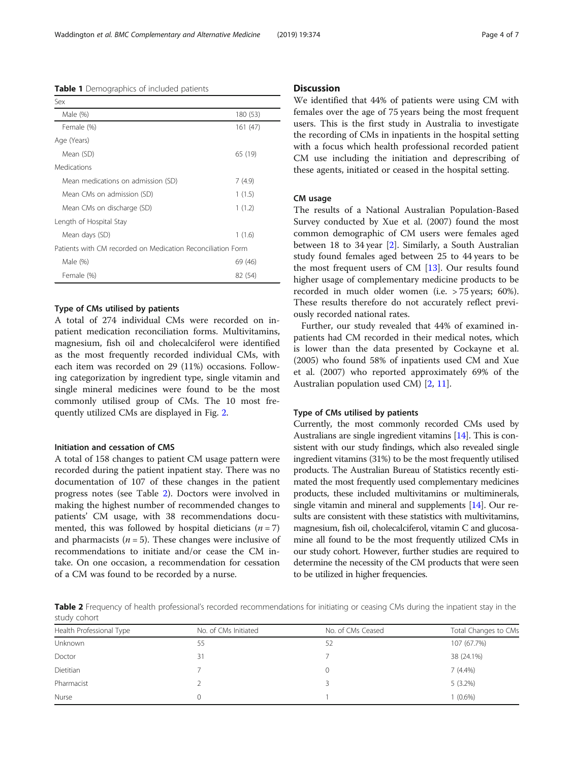**Table 1** Demographics of included patients

| Sex | |
|---|---|
| Male (%) | 180 (53) |
| Female (%) | 161 (47) |
| Age (Years) | |
| Mean (SD) | 65 (19) |
| Medications | |
| Mean medications on admission (SD) | 7 (4.9) |
| Mean CMs on admission (SD) | 1 (1.5) |
| Mean CMs on discharge (SD) | 1 (1.2) |
| Length of Hospital Stay | |
| Mean days (SD) | 1 (1.6) |
| Patients with CM recorded on Medication Reconciliation Form | |
| Male (%) | 69 (46) |
| Female (%) | 82 (54) |

### Type of CMs utilised by patients

A total of 274 individual CMs were recorded on inpatient medication reconciliation forms. Multivitamins, magnesium, fish oil and cholecalciferol were identified as the most frequently recorded individual CMs, with each item was recorded on 29 (11%) occasions. Following categorization by ingredient type, single vitamin and single mineral medicines were found to be the most commonly utilised group of CMs. The 10 most frequently utilized CMs are displayed in Fig. 2.

### Initiation and cessation of CMS

A total of 158 changes to patient CM usage pattern were recorded during the patient inpatient stay. There was no documentation of 107 of these changes in the patient progress notes (see Table 2). Doctors were involved in making the highest number of recommended changes to patients' CM usage, with 38 recommendations documented, this was followed by hospital dieticians ($n = 7$) and pharmacists ($n = 5$). These changes were inclusive of recommendations to initiate and/or cease the CM intake. On one occasion, a recommendation for cessation of a CM was found to be recorded by a nurse.

## Discussion

We identified that 44% of patients were using CM with females over the age of 75 years being the most frequent users. This is the first study in Australia to investigate the recording of CMs in inpatients in the hospital setting with a focus which health professional recorded patient CM use including the initiation and deprescribing of these agents, initiated or ceased in the hospital setting.

### CM usage

The results of a National Australian Population-Based Survey conducted by Xue et al. (2007) found the most common demographic of CM users were females aged between 18 to 34 year [2]. Similarly, a South Australian study found females aged between 25 to 44 years to be the most frequent users of CM [13]. Our results found higher usage of complementary medicine products to be recorded in much older women (i.e. > 75 years; 60%). These results therefore do not accurately reflect previously recorded national rates.

Further, our study revealed that 44% of examined inpatients had CM recorded in their medical notes, which is lower than the data presented by Cockayne et al. (2005) who found 58% of inpatients used CM and Xue et al. (2007) who reported approximately 69% of the Australian population used CM) [2, 11].

### Type of CMs utilised by patients

Currently, the most commonly recorded CMs used by Australians are single ingredient vitamins [14]. This is consistent with our study findings, which also revealed single ingredient vitamins (31%) to be the most frequently utilised products. The Australian Bureau of Statistics recently estimated the most frequently used complementary medicines products, these included multivitamins or multiminerals, single vitamin and mineral and supplements [14]. Our results are consistent with these statistics with multivitamins, magnesium, fish oil, cholecalciferol, vitamin C and glucosamine all found to be the most frequently utilized CMs in our study cohort. However, further studies are required to determine the necessity of the CM products that were seen to be utilized in higher frequencies.

**Table 2** Frequency of health professional's recorded recommendations for initiating or ceasing CMs during the inpatient stay in the study cohort

| Health Professional Type | No. of CMs Initiated | No. of CMs Ceased | Total Changes to CMs |
|---|---|---|---|
| Unknown | 55 | 52 | 107 (67.7%) |
| Doctor | 31 | 7 | 38 (24.1%) |
| Dietitian | 7 | 0 | 7 (4.4%) |
| Pharmacist | 2 | 3 | 5 (3.2%) |
| Nurse | 0 | 1 | 1 (0.6%) |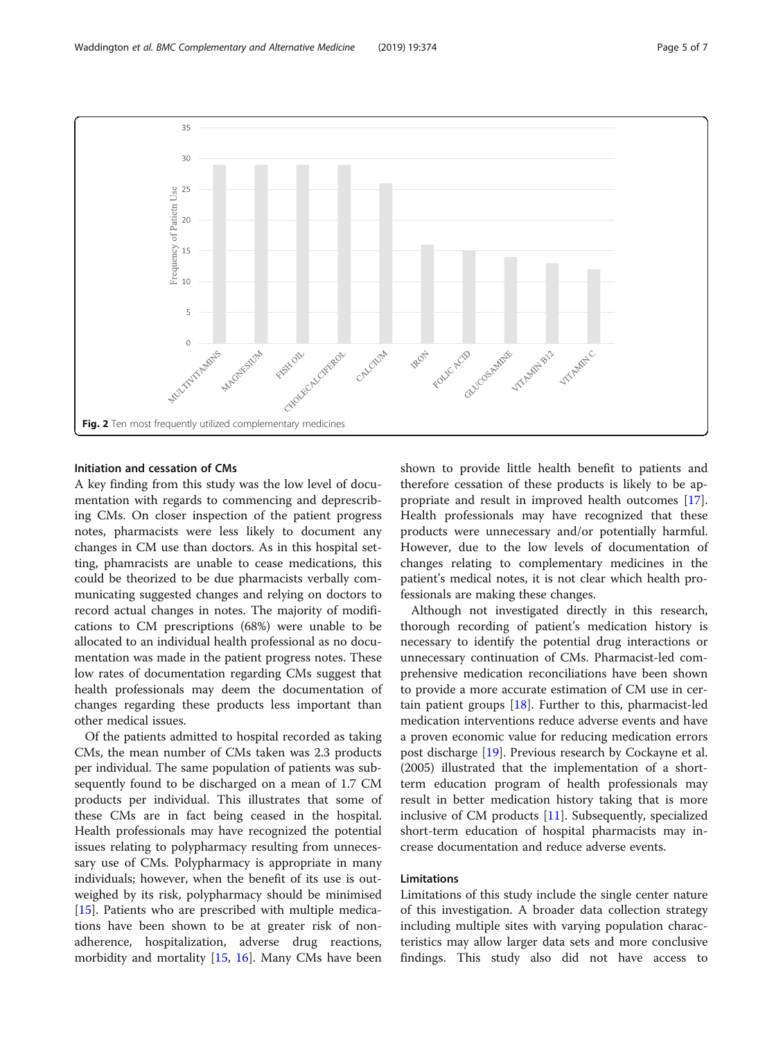Fig. 2 Ten most frequently utilized complementary medicines

### Initiation and cessation of CMs

A key finding from this study was the low level of documentation with regards to commencing and deprescribing CMs. On closer inspection of the patient progress notes, pharmacists were less likely to document any changes in CM use than doctors. As in this hospital setting, phamracists are unable to cease medications, this could be theorized to be due pharmacists verbally communicating suggested changes and relying on doctors to record actual changes in notes. The majority of modifications to CM prescriptions (68%) were unable to be allocated to an individual health professional as no documentation was made in the patient progress notes. These low rates of documentation regarding CMs suggest that health professionals may deem the documentation of changes regarding these products less important than other medical issues.

Of the patients admitted to hospital recorded as taking CMs, the mean number of CMs taken was 2.3 products per individual. The same population of patients was subsequently found to be discharged on a mean of 1.7 CM products per individual. This illustrates that some of these CMs are in fact being ceased in the hospital. Health professionals may have recognized the potential issues relating to polypharmacy resulting from unnecessary use of CMs. Polypharmacy is appropriate in many individuals; however, when the benefit of its use is outweighed by its risk, polypharmacy should be minimised [15]. Patients who are prescribed with multiple medications have been shown to be at greater risk of non-adherence, hospitalization, adverse drug reactions, morbidity and mortality [15, 16]. Many CMs have been shown to provide little health benefit to patients and therefore cessation of these products is likely to be appropriate and result in improved health outcomes [17]. Health professionals may have recognized that these products were unnecessary and/or potentially harmful. However, due to the low levels of documentation of changes relating to complementary medicines in the patient's medical notes, it is not clear which health professionals are making these changes.

Although not investigated directly in this research, thorough recording of patient's medication history is necessary to identify the potential drug interactions or unnecessary continuation of CMs. Pharmacist-led comprehensive medication reconciliations have been shown to provide a more accurate estimation of CM use in certain patient groups [18]. Further to this, pharmacist-led medication interventions reduce adverse events and have a proven economic value for reducing medication errors post discharge [19]. Previous research by Cockayne et al. (2005) illustrated that the implementation of a short-term education program of health professionals may result in better medication history taking that is more inclusive of CM products [11]. Subsequently, specialized short-term education of hospital pharmacists may increase documentation and reduce adverse events.

### Limitations

Limitations of this study include the single center nature of this investigation. A broader data collection strategy including multiple sites with varying population characteristics may allow larger data sets and more conclusive findings. This study also did not have access to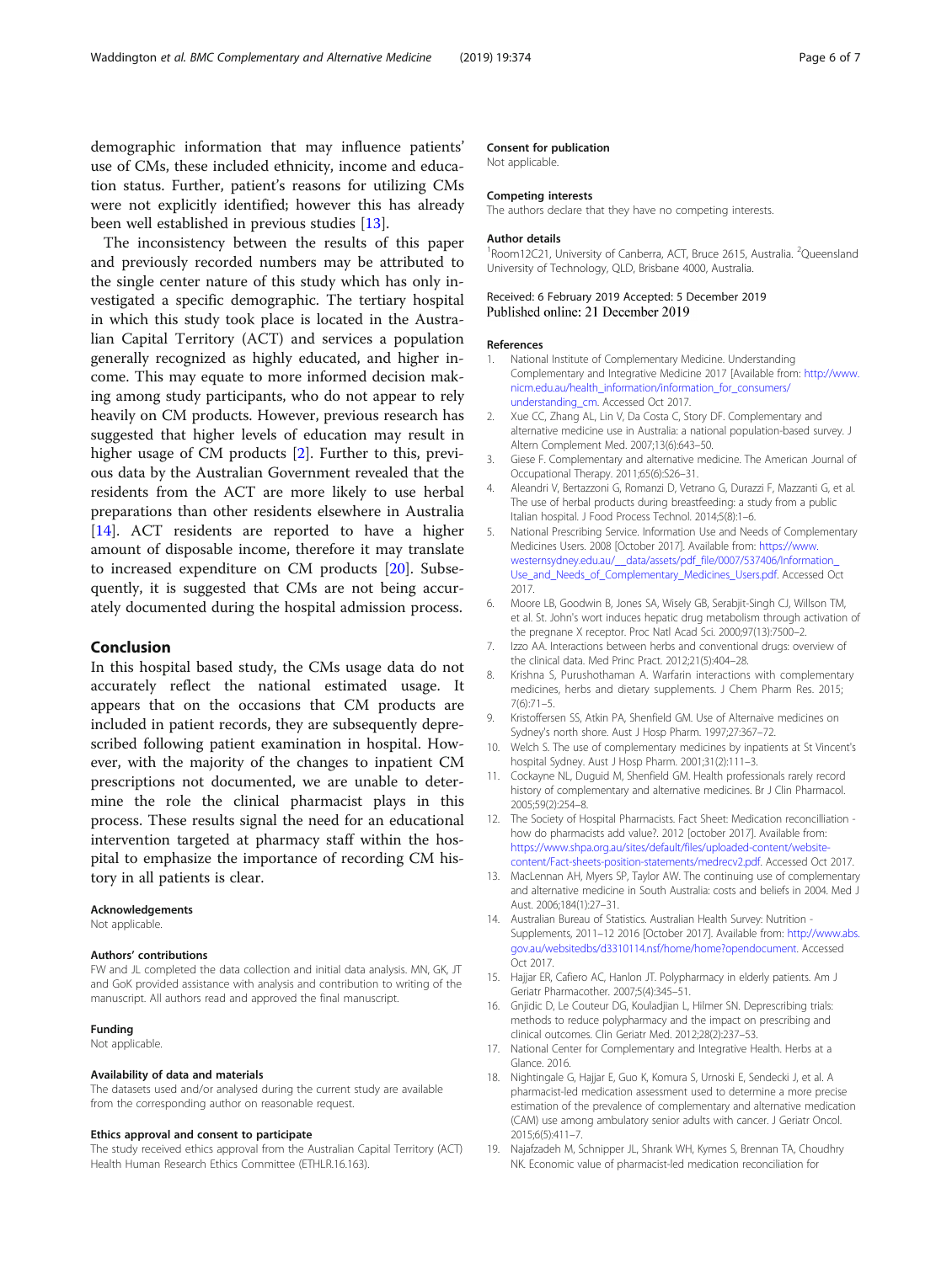demographic information that may influence patients' use of CMs, these included ethnicity, income and education status. Further, patient's reasons for utilizing CMs were not explicitly identified; however this has already been well established in previous studies [13].

The inconsistency between the results of this paper and previously recorded numbers may be attributed to the single center nature of this study which has only investigated a specific demographic. The tertiary hospital in which this study took place is located in the Australian Capital Territory (ACT) and services a population generally recognized as highly educated, and higher income. This may equate to more informed decision making among study participants, who do not appear to rely heavily on CM products. However, previous research has suggested that higher levels of education may result in higher usage of CM products [2]. Further to this, previous data by the Australian Government revealed that the residents from the ACT are more likely to use herbal preparations than other residents elsewhere in Australia [14]. ACT residents are reported to have a higher amount of disposable income, therefore it may translate to increased expenditure on CM products [20]. Subsequently, it is suggested that CMs are not being accurately documented during the hospital admission process.

## Conclusion

In this hospital based study, the CMs usage data do not accurately reflect the national estimated usage. It appears that on the occasions that CM products are included in patient records, they are subsequently deprescribed following patient examination in hospital. However, with the majority of the changes to inpatient CM prescriptions not documented, we are unable to determine the role the clinical pharmacist plays in this process. These results signal the need for an educational intervention targeted at pharmacy staff within the hospital to emphasize the importance of recording CM history in all patients is clear.

### Acknowledgements

Not applicable.

### Authors' contributions

MN, GK, JT and JL completed the data collection and initial data analysis. MN, GK, JT and GoK provided assistance with analysis and contribution to writing of the manuscript. All authors read and approved the final manuscript.

### Funding

Not applicable.

### Availability of data and materials

The datasets used and/or analysed during the current study are available from the corresponding author on reasonable request.

### Ethics approval and consent to participate

The study received ethics approval from the Australian Capital Territory (ACT) Health Human Research Ethics Committee (ETHLR.16.163).

### Consent for publication

Not applicable.

### Competing interests

The authors declare that they have no competing interests.

### Author details

[1]Room12C21, University of Canberra, ACT, Bruce 2615, Australia. [2]Queensland University of Technology, QLD, Brisbane 4000, Australia.

Received: 6 February 2019 Accepted: 5 December 2019
Published online: 21 December 2019

### References

1. National Institute of Complementary Medicine. Understanding Complementary and Integrative Medicine 2017 [Available from: http://www.nicm.edu.au/health_information/information_for_consumers/understanding_cm. Accessed Oct 2017.
2. Xue CC, Zhang AL, Lin V, Da Costa C, Story DF. Complementary and alternative medicine use in Australia: a national population-based survey. J Altern Complement Med. 2007;13(6):643–50.
3. Giese F. Complementary and alternative medicine. The American Journal of Occupational Therapy. 2011;65(6):S26–31.
4. Aleandri V, Bertazzoni G, Romanzi D, Vetrano G, Durazzi F, Mazzanti G, et al. The use of herbal products during breastfeeding: a study from a public Italian hospital. J Food Process Technol. 2014;5(8):1–6.
5. National Prescribing Service. Information Use and Needs of Complementary Medicines Users. 2008 [October 2017]. Available from: https://www.westernsydney.edu.au/__data/assets/pdf_file/0007/537406/Information_Use_and_Needs_of_Complementary_Medicines_Users.pdf. Accessed Oct 2017.
6. Moore LB, Goodwin B, Jones SA, Wisely GB, Serabjit-Singh CJ, Willson TM, et al. St. John's wort induces hepatic drug metabolism through activation of the pregnane X receptor. Proc Natl Acad Sci. 2000;97(13):7500–2.
7. Izzo AA. Interactions between herbs and conventional drugs: overview of the clinical data. Med Princ Pract. 2012;21(5):404–28.
8. Krishna S, Purushothaman A. Warfarin interactions with complementary medicines, herbs and dietary supplements. J Chem Pharm Res. 2015;7(6):71–5.
9. Kristoffersen SS, Atkin PA, Shenfield GM. Use of Alternaive medicines on Sydney's north shore. Aust J Hosp Pharm. 1997;27:367–72.
10. Welch S. The use of complementary medicines by inpatients at St Vincent's hospital Sydney. Aust J Hosp Pharm. 2001;31(2):111–3.
11. Cockayne NL, Duguid M, Shenfield GM. Health professionals rarely record history of complementary and alternative medicines. Br J Clin Pharmacol. 2005;59(2):254–8.
12. The Society of Hospital Pharmacists. Fact Sheet: Medication reconciliation - how do pharmacists add value?. 2012 [october 2017]. Available from: https://www.shpa.org.au/sites/default/files/uploaded-content/website-content/Fact-sheets-position-statements/medrecv2.pdf. Accessed Oct 2017.
13. MacLennan AH, Myers SP, Taylor AW. The continuing use of complementary and alternative medicine in South Australia: costs and beliefs in 2004. Med J Aust. 2006;184(1):27–31.
14. Australian Bureau of Statistics. Australian Health Survey: Nutrition - Supplements, 2011–12 2016 [October 2017]. Available from: http://www.abs.gov.au/websitedbs/d3310114.nsf/home/home?opendocument. Accessed Oct 2017.
15. Hajjar ER, Cafiero AC, Hanlon JT. Polypharmacy in elderly patients. Am J Geriatr Pharmacother. 2007;5(4):345–51.
16. Gnjidic D, Le Couteur DG, Kouladjian L, Hilmer SN. Deprescribing trials: methods to reduce polypharmacy and the impact on prescribing and clinical outcomes. Clin Geriatr Med. 2012;28(2):237–53.
17. National Center for Complementary and Integrative Health. Herbs at a Glance. 2016.
18. Nightingale G, Hajjar E, Guo K, Komura S, Urnoski E, Sendecki J, et al. A pharmacist-led medication assessment used to determine a more precise estimation of the prevalence of complementary and alternative medication (CAM) use among ambulatory senior adults with cancer. J Geriatr Oncol. 2015;6(5):411–7.
19. Najafzadeh M, Schnipper JL, Shrank WH, Kymes S, Brennan TA, Choudhry NK. Economic value of pharmacist-led medication reconciliation for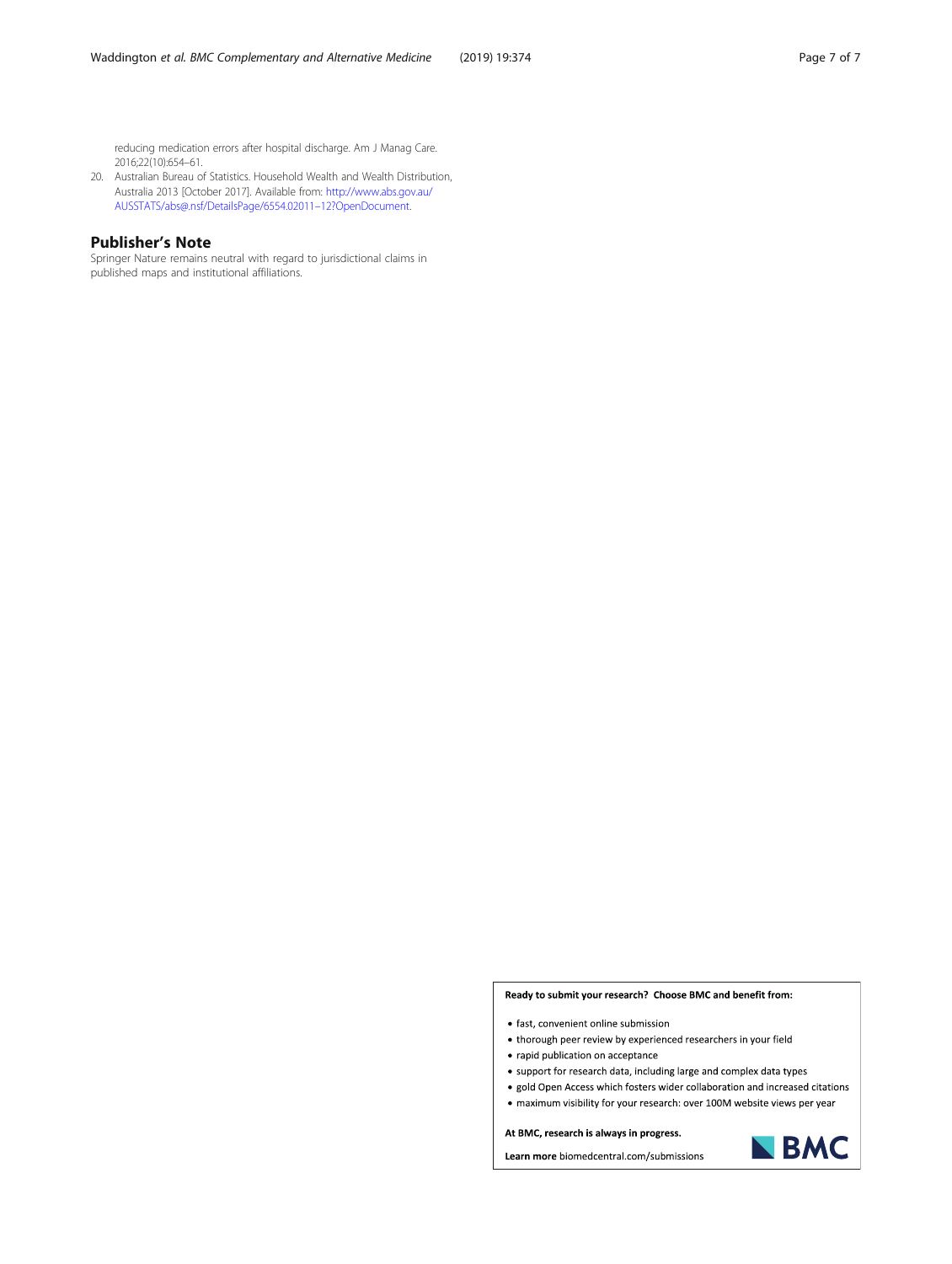reducing medication errors after hospital discharge. Am J Manag Care. 2016;22(10):654–61.

20. Australian Bureau of Statistics. Household Wealth and Wealth Distribution, Australia 2013 [October 2017]. Available from: http://www.abs.gov.au/AUSSTATS/abs@.nsf/DetailsPage/6554.02011–12?OpenDocument.

## Publisher's Note

Springer Nature remains neutral with regard to jurisdictional claims in published maps and institutional affiliations.

**Ready to submit your research? Choose BMC and benefit from:**

- fast, convenient online submission
- thorough peer review by experienced researchers in your field
- rapid publication on acceptance
- support for research data, including large and complex data types
- gold Open Access which fosters wider collaboration and increased citations
- maximum visibility for your research: over 100M website views per year

**At BMC, research is always in progress.**

**Learn more** biomedcentral.com/submissions

BMC